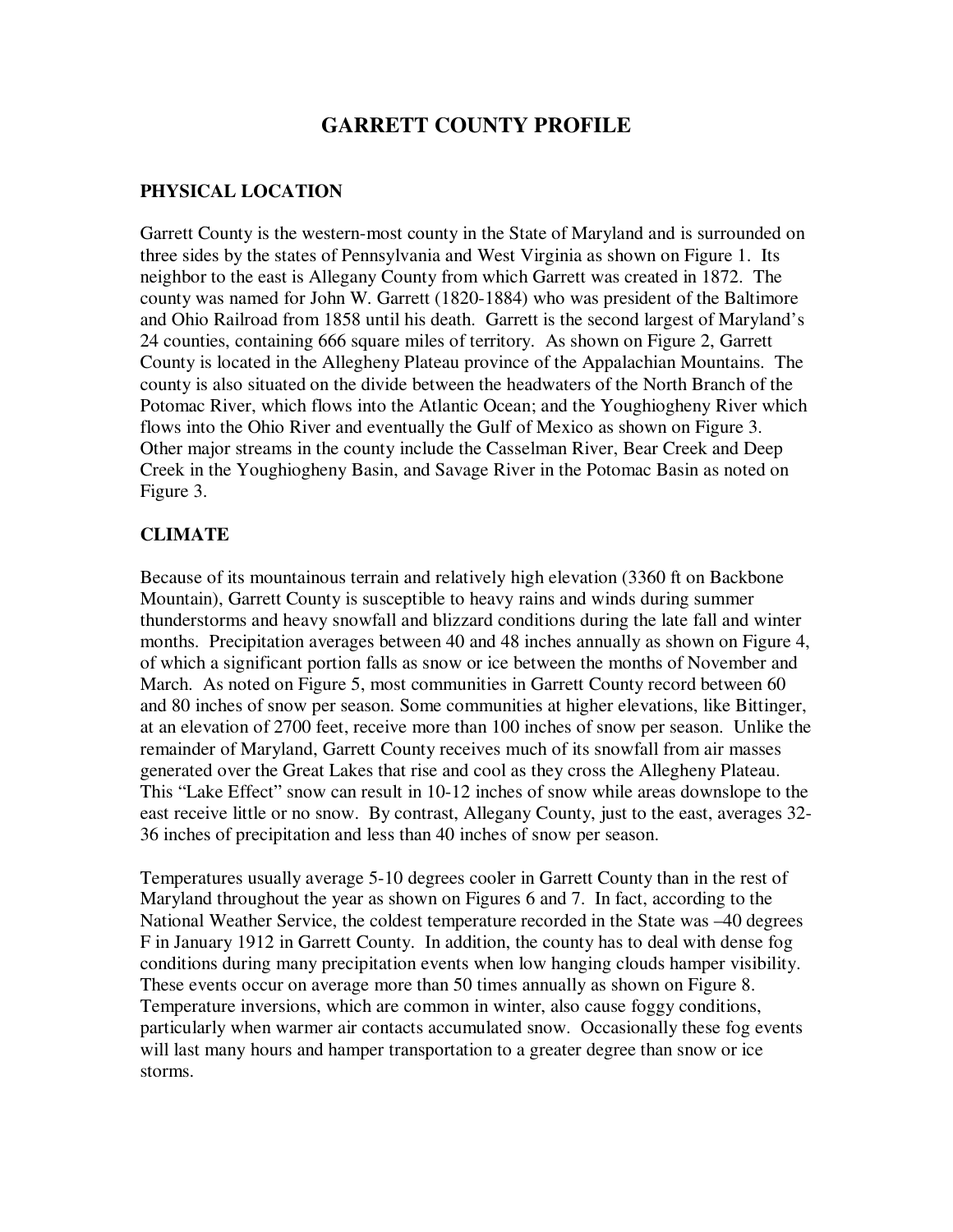# GARRETT COUNTY PROFILE

## PHYSICAL LOCATION

Garrett County is the western-most county in the State of Maryland and is surrounded on three sides by the states of Pennsylvania and West Virginia as shown on Figure 1. Its neighbor to the east is Allegany County from which Garrett was created in 1872. The county was named for John W. Garrett (1820-1884) who was president of the Baltimore and Ohio Railroad from 1858 until his death. Garrett is the second largest of Maryland's 24 counties, containing 666 square miles of territory. As shown on Figure 2, Garrett County is located in the Allegheny Plateau province of the Appalachian Mountains. The county is also situated on the divide between the headwaters of the North Branch of the Potomac River, which flows into the Atlantic Ocean; and the Youghiogheny River which flows into the Ohio River and eventually the Gulf of Mexico as shown on Figure 3. Other major streams in the county include the Casselman River, Bear Creek and Deep Creek in the Youghiogheny Basin, and Savage River in the Potomac Basin as noted on Figure 3.

## CLIMATE

Because of its mountainous terrain and relatively high elevation (3360 ft on Backbone Mountain), Garrett County is susceptible to heavy rains and winds during summer thunderstorms and heavy snowfall and blizzard conditions during the late fall and winter months. Precipitation averages between 40 and 48 inches annually as shown on Figure 4, of which a significant portion falls as snow or ice between the months of November and March. As noted on Figure 5, most communities in Garrett County record between 60 and 80 inches of snow per season. Some communities at higher elevations, like Bittinger, at an elevation of 2700 feet, receive more than 100 inches of snow per season. Unlike the remainder of Maryland, Garrett County receives much of its snowfall from air masses generated over the Great Lakes that rise and cool as they cross the Allegheny Plateau. This "Lake Effect" snow can result in 10-12 inches of snow while areas downslope to the east receive little or no snow. By contrast, Allegany County, just to the east, averages 32-36 inches of precipitation and less than 40 inches of snow per season.

Temperatures usually average 5-10 degrees cooler in Garrett County than in the rest of Maryland throughout the year as shown on Figures 6 and 7. In fact, according to the National Weather Service, the coldest temperature recorded in the State was –40 degrees F in January 1912 in Garrett County. In addition, the county has to deal with dense fog conditions during many precipitation events when low hanging clouds hamper visibility. These events occur on average more than 50 times annually as shown on Figure 8. Temperature inversions, which are common in winter, also cause foggy conditions, particularly when warmer air contacts accumulated snow. Occasionally these fog events will last many hours and hamper transportation to a greater degree than snow or ice storms.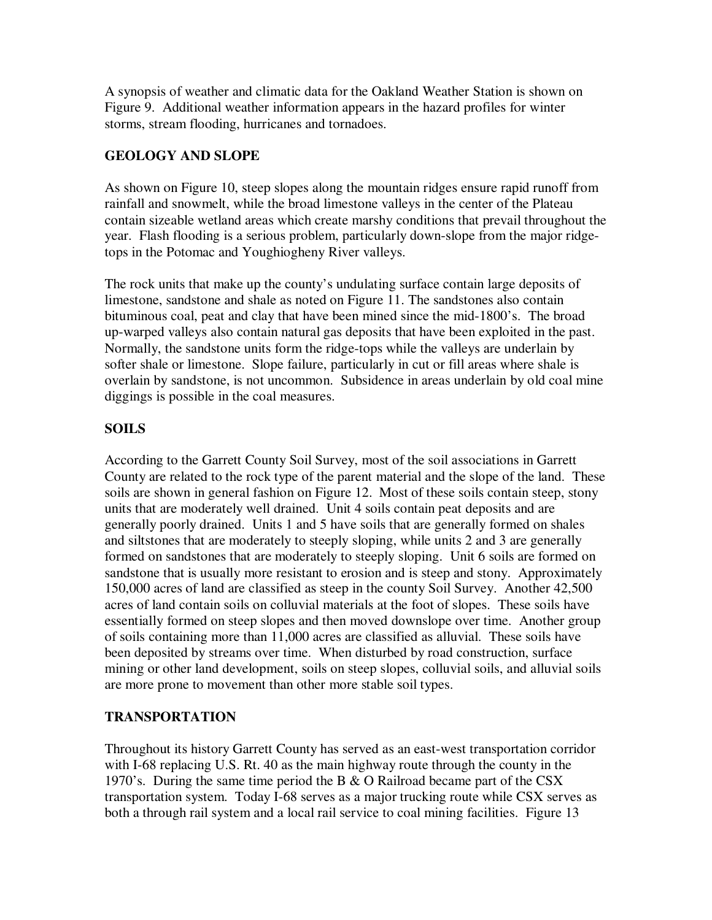A synopsis of weather and climatic data for the Oakland Weather Station is shown on Figure 9. Additional weather information appears in the hazard profiles for winter storms, stream flooding, hurricanes and tornadoes.

## GEOLOGY AND SLOPE

As shown on Figure 10, steep slopes along the mountain ridges ensure rapid runoff from rainfall and snowmelt, while the broad limestone valleys in the center of the Plateau contain sizeable wetland areas which create marshy conditions that prevail throughout the year. Flash flooding is a serious problem, particularly down-slope from the major ridge-tops in the Potomac and Youghiogheny River valleys.

The rock units that make up the county's undulating surface contain large deposits of limestone, sandstone and shale as noted on Figure 11. The sandstones also contain bituminous coal, peat and clay that have been mined since the mid-1800's. The broad up-warped valleys also contain natural gas deposits that have been exploited in the past. Normally, the sandstone units form the ridge-tops while the valleys are underlain by softer shale or limestone. Slope failure, particularly in cut or fill areas where shale is overlain by sandstone, is not uncommon. Subsidence in areas underlain by old coal mine diggings is possible in the coal measures.

## SOILS

According to the Garrett County Soil Survey, most of the soil associations in Garrett County are related to the rock type of the parent material and the slope of the land. These soils are shown in general fashion on Figure 12. Most of these soils contain steep, stony units that are moderately well drained. Unit 4 soils contain peat deposits and are generally poorly drained. Units 1 and 5 have soils that are generally formed on shales and siltstones that are moderately to steeply sloping, while units 2 and 3 are generally formed on sandstones that are moderately to steeply sloping. Unit 6 soils are formed on sandstone that is usually more resistant to erosion and is steep and stony. Approximately 150,000 acres of land are classified as steep in the county Soil Survey. Another 42,500 acres of land contain soils on colluvial materials at the foot of slopes. These soils have essentially formed on steep slopes and then moved downslope over time. Another group of soils containing more than 11,000 acres are classified as alluvial. These soils have been deposited by streams over time. When disturbed by road construction, surface mining or other land development, soils on steep slopes, colluvial soils, and alluvial soils are more prone to movement than other more stable soil types.

## TRANSPORTATION

Throughout its history Garrett County has served as an east-west transportation corridor with I-68 replacing U.S. Rt. 40 as the main highway route through the county in the 1970's. During the same time period the B & O Railroad became part of the CSX transportation system. Today I-68 serves as a major trucking route while CSX serves as both a through rail system and a local rail service to coal mining facilities. Figure 13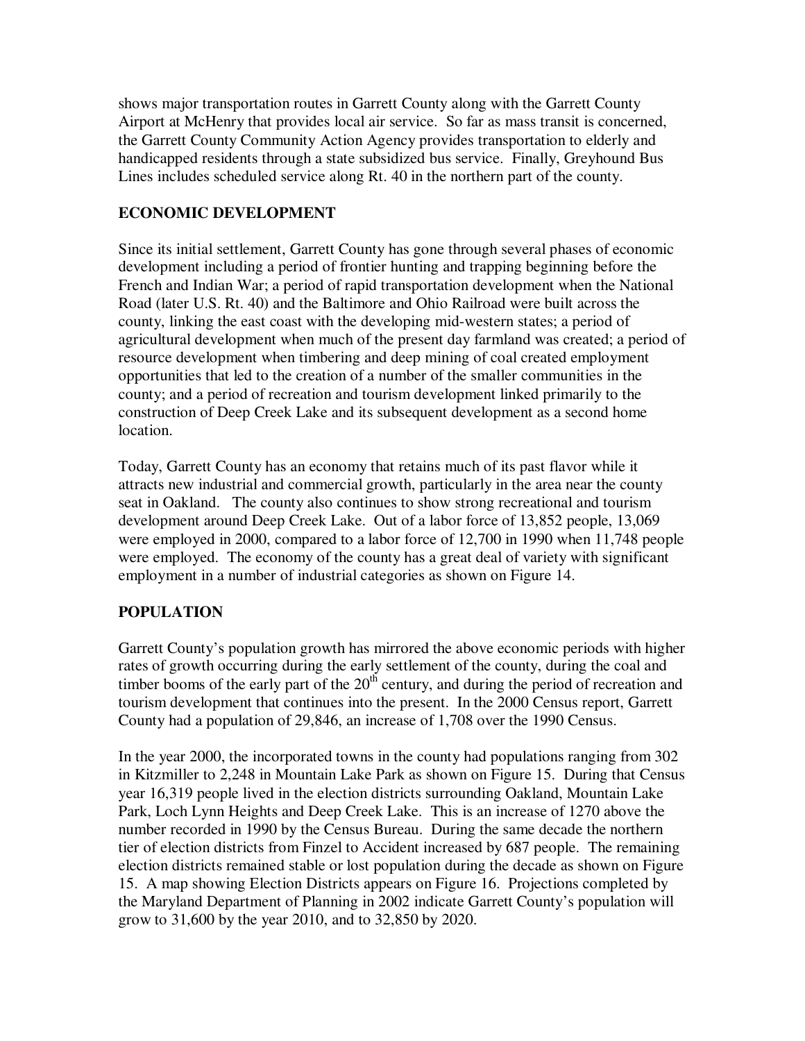shows major transportation routes in Garrett County along with the Garrett County Airport at McHenry that provides local air service. So far as mass transit is concerned, the Garrett County Community Action Agency provides transportation to elderly and handicapped residents through a state subsidized bus service. Finally, Greyhound Bus Lines includes scheduled service along Rt. 40 in the northern part of the county.

## ECONOMIC DEVELOPMENT

Since its initial settlement, Garrett County has gone through several phases of economic development including a period of frontier hunting and trapping beginning before the French and Indian War; a period of rapid transportation development when the National Road (later U.S. Rt. 40) and the Baltimore and Ohio Railroad were built across the county, linking the east coast with the developing mid-western states; a period of agricultural development when much of the present day farmland was created; a period of resource development when timbering and deep mining of coal created employment opportunities that led to the creation of a number of the smaller communities in the county; and a period of recreation and tourism development linked primarily to the construction of Deep Creek Lake and its subsequent development as a second home location.

Today, Garrett County has an economy that retains much of its past flavor while it attracts new industrial and commercial growth, particularly in the area near the county seat in Oakland. The county also continues to show strong recreational and tourism development around Deep Creek Lake. Out of a labor force of 13,852 people, 13,069 were employed in 2000, compared to a labor force of 12,700 in 1990 when 11,748 people were employed. The economy of the county has a great deal of variety with significant employment in a number of industrial categories as shown on Figure 14.

## POPULATION

Garrett County's population growth has mirrored the above economic periods with higher rates of growth occurring during the early settlement of the county, during the coal and timber booms of the early part of the 20th century, and during the period of recreation and tourism development that continues into the present. In the 2000 Census report, Garrett County had a population of 29,846, an increase of 1,708 over the 1990 Census.

In the year 2000, the incorporated towns in the county had populations ranging from 302 in Kitzmiller to 2,248 in Mountain Lake Park as shown on Figure 15. During that Census year 16,319 people lived in the election districts surrounding Oakland, Mountain Lake Park, Loch Lynn Heights and Deep Creek Lake. This is an increase of 1270 above the number recorded in 1990 by the Census Bureau. During the same decade the northern tier of election districts from Finzel to Accident increased by 687 people. The remaining election districts remained stable or lost population during the decade as shown on Figure 15. A map showing Election Districts appears on Figure 16. Projections completed by the Maryland Department of Planning in 2002 indicate Garrett County's population will grow to 31,600 by the year 2010, and to 32,850 by 2020.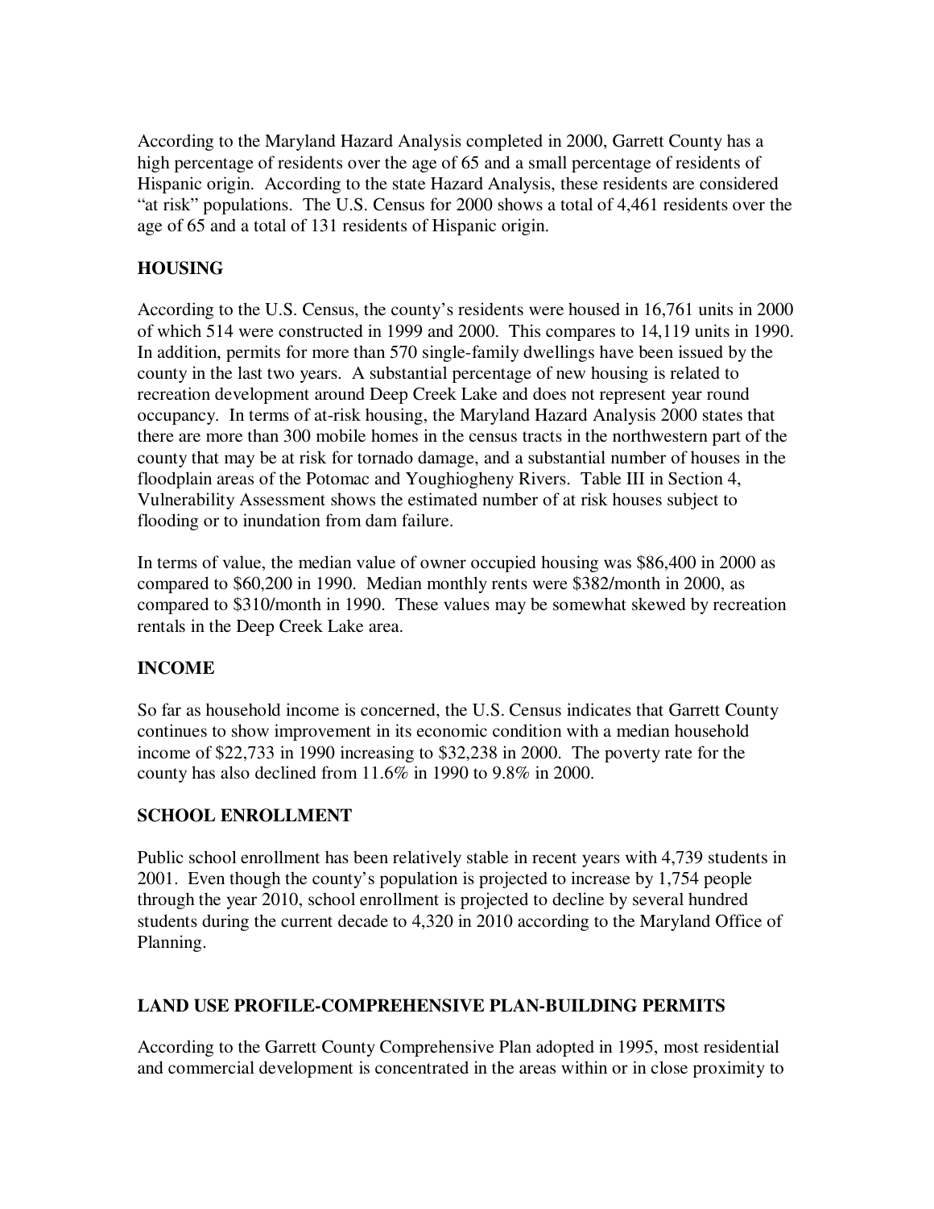According to the Maryland Hazard Analysis completed in 2000, Garrett County has a high percentage of residents over the age of 65 and a small percentage of residents of Hispanic origin. According to the state Hazard Analysis, these residents are considered "at risk" populations. The U.S. Census for 2000 shows a total of 4,461 residents over the age of 65 and a total of 131 residents of Hispanic origin.

## HOUSING

According to the U.S. Census, the county's residents were housed in 16,761 units in 2000 of which 514 were constructed in 1999 and 2000. This compares to 14,119 units in 1990. In addition, permits for more than 570 single-family dwellings have been issued by the county in the last two years. A substantial percentage of new housing is related to recreation development around Deep Creek Lake and does not represent year round occupancy. In terms of at-risk housing, the Maryland Hazard Analysis 2000 states that there are more than 300 mobile homes in the census tracts in the northwestern part of the county that may be at risk for tornado damage, and a substantial number of houses in the floodplain areas of the Potomac and Youghiogheny Rivers. Table III in Section 4, Vulnerability Assessment shows the estimated number of at risk houses subject to flooding or to inundation from dam failure.

In terms of value, the median value of owner occupied housing was $86,400 in 2000 as compared to $60,200 in 1990. Median monthly rents were $382/month in 2000, as compared to $310/month in 1990. These values may be somewhat skewed by recreation rentals in the Deep Creek Lake area.

## INCOME

So far as household income is concerned, the U.S. Census indicates that Garrett County continues to show improvement in its economic condition with a median household income of $22,733 in 1990 increasing to $32,238 in 2000. The poverty rate for the county has also declined from 11.6% in 1990 to 9.8% in 2000.

## SCHOOL ENROLLMENT

Public school enrollment has been relatively stable in recent years with 4,739 students in 2001. Even though the county's population is projected to increase by 1,754 people through the year 2010, school enrollment is projected to decline by several hundred students during the current decade to 4,320 in 2010 according to the Maryland Office of Planning.

## LAND USE PROFILE-COMPREHENSIVE PLAN-BUILDING PERMITS

According to the Garrett County Comprehensive Plan adopted in 1995, most residential and commercial development is concentrated in the areas within or in close proximity to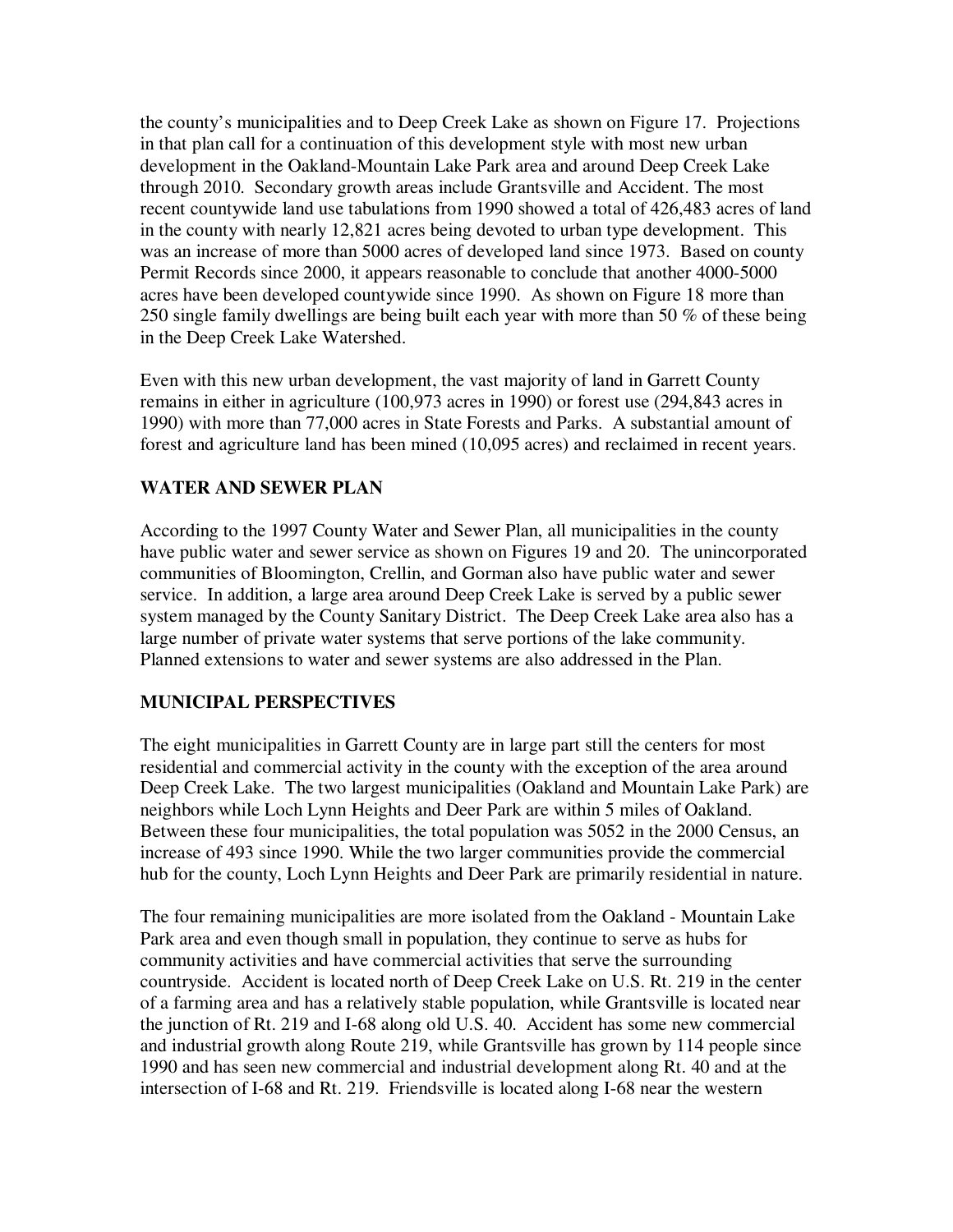the county's municipalities and to Deep Creek Lake as shown on Figure 17. Projections in that plan call for a continuation of this development style with most new urban development in the Oakland-Mountain Lake Park area and around Deep Creek Lake through 2010. Secondary growth areas include Grantsville and Accident. The most recent countywide land use tabulations from 1990 showed a total of 426,483 acres of land in the county with nearly 12,821 acres being devoted to urban type development. This was an increase of more than 5000 acres of developed land since 1973. Based on county Permit Records since 2000, it appears reasonable to conclude that another 4000-5000 acres have been developed countywide since 1990. As shown on Figure 18 more than 250 single family dwellings are being built each year with more than 50 % of these being in the Deep Creek Lake Watershed.

Even with this new urban development, the vast majority of land in Garrett County remains in either in agriculture (100,973 acres in 1990) or forest use (294,843 acres in 1990) with more than 77,000 acres in State Forests and Parks. A substantial amount of forest and agriculture land has been mined (10,095 acres) and reclaimed in recent years.

## WATER AND SEWER PLAN

According to the 1997 County Water and Sewer Plan, all municipalities in the county have public water and sewer service as shown on Figures 19 and 20. The unincorporated communities of Bloomington, Crellin, and Gorman also have public water and sewer service. In addition, a large area around Deep Creek Lake is served by a public sewer system managed by the County Sanitary District. The Deep Creek Lake area also has a large number of private water systems that serve portions of the lake community. Planned extensions to water and sewer systems are also addressed in the Plan.

## MUNICIPAL PERSPECTIVES

The eight municipalities in Garrett County are in large part still the centers for most residential and commercial activity in the county with the exception of the area around Deep Creek Lake. The two largest municipalities (Oakland and Mountain Lake Park) are neighbors while Loch Lynn Heights and Deer Park are within 5 miles of Oakland. Between these four municipalities, the total population was 5052 in the 2000 Census, an increase of 493 since 1990. While the two larger communities provide the commercial hub for the county, Loch Lynn Heights and Deer Park are primarily residential in nature.

The four remaining municipalities are more isolated from the Oakland - Mountain Lake Park area and even though small in population, they continue to serve as hubs for community activities and have commercial activities that serve the surrounding countryside. Accident is located north of Deep Creek Lake on U.S. Rt. 219 in the center of a farming area and has a relatively stable population, while Grantsville is located near the junction of Rt. 219 and I-68 along old U.S. 40. Accident has some new commercial and industrial growth along Route 219, while Grantsville has grown by 114 people since 1990 and has seen new commercial and industrial development along Rt. 40 and at the intersection of I-68 and Rt. 219. Friendsville is located along I-68 near the western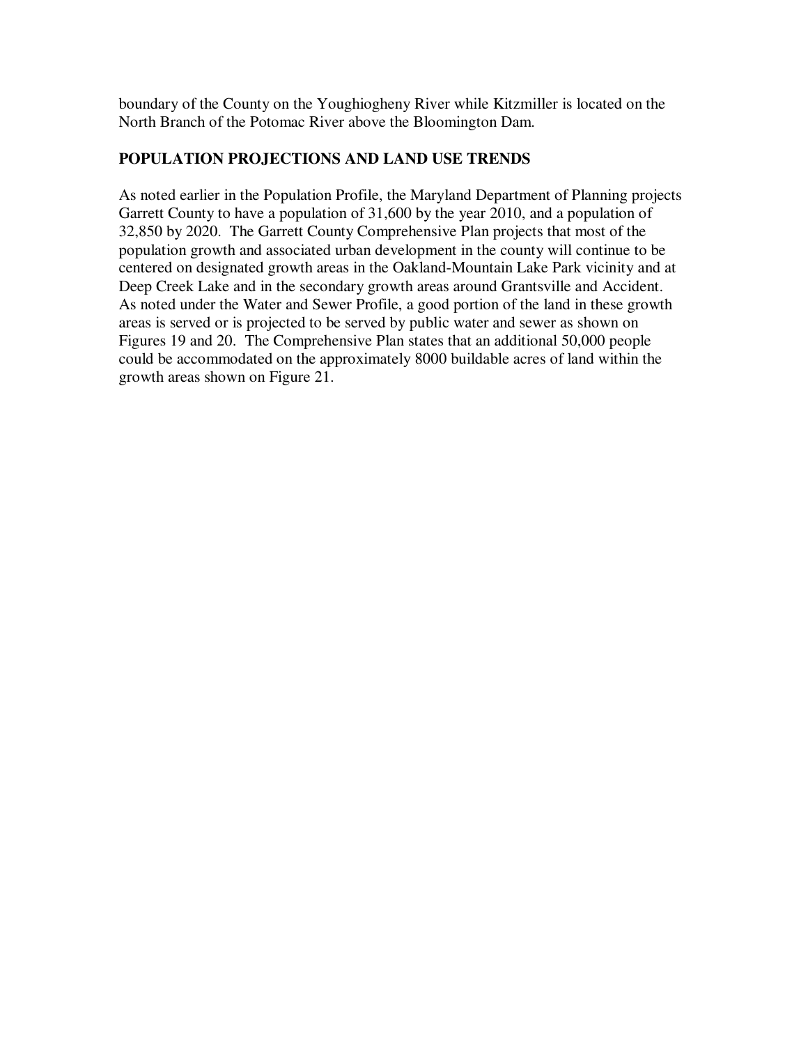boundary of the County on the Youghiogheny River while Kitzmiller is located on the North Branch of the Potomac River above the Bloomington Dam.

## POPULATION PROJECTIONS AND LAND USE TRENDS

As noted earlier in the Population Profile, the Maryland Department of Planning projects Garrett County to have a population of 31,600 by the year 2010, and a population of 32,850 by 2020. The Garrett County Comprehensive Plan projects that most of the population growth and associated urban development in the county will continue to be centered on designated growth areas in the Oakland-Mountain Lake Park vicinity and at Deep Creek Lake and in the secondary growth areas around Grantsville and Accident. As noted under the Water and Sewer Profile, a good portion of the land in these growth areas is served or is projected to be served by public water and sewer as shown on Figures 19 and 20. The Comprehensive Plan states that an additional 50,000 people could be accommodated on the approximately 8000 buildable acres of land within the growth areas shown on Figure 21.